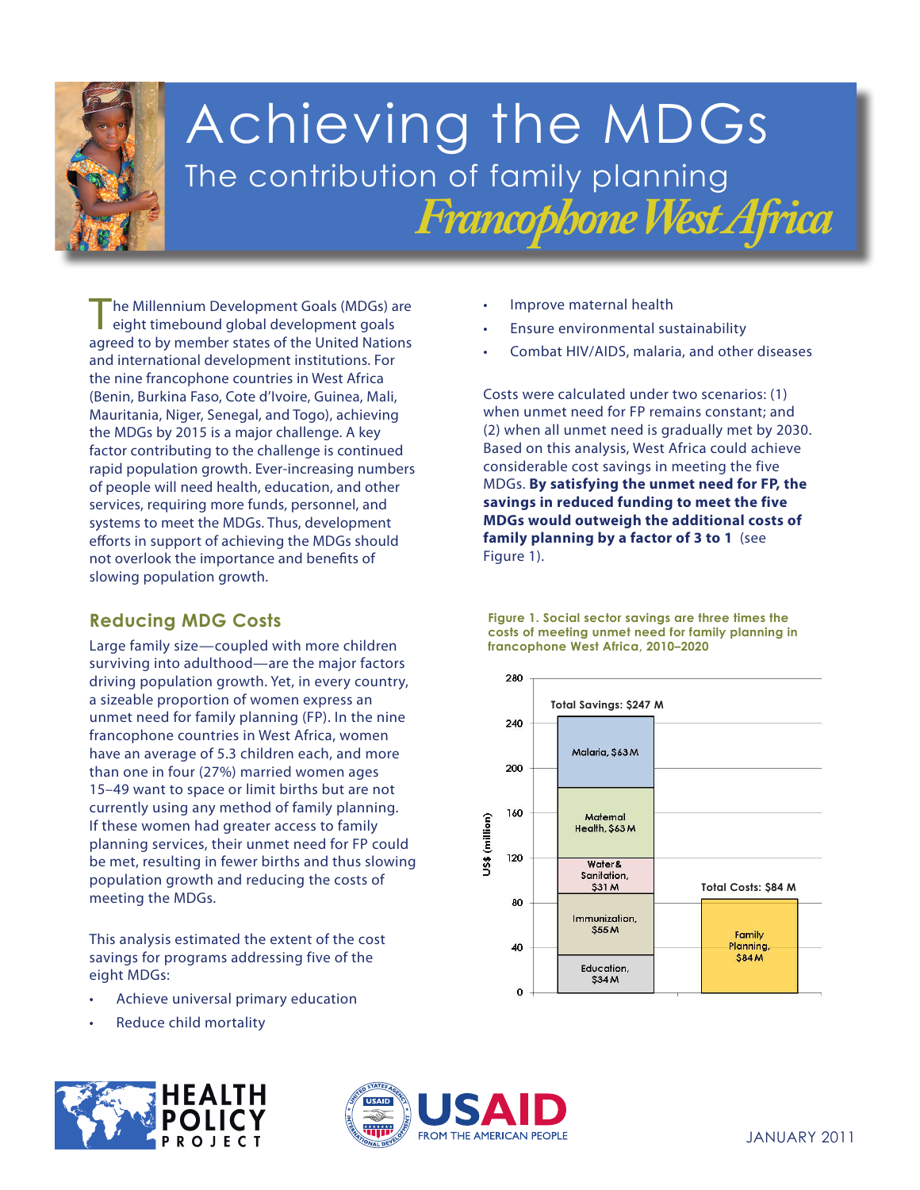# Achieving the MDGs

## The contribution of family planning

## *Francophone West Africa*

The Millennium Development Goals (MDGs) are eight timebound global development goals agreed to by member states of the United Nations and international development institutions. For the nine francophone countries in West Africa (Benin, Burkina Faso, Cote d'Ivoire, Guinea, Mali, Mauritania, Niger, Senegal, and Togo), achieving the MDGs by 2015 is a major challenge. A key factor contributing to the challenge is continued rapid population growth. Ever-increasing numbers of people will need health, education, and other services, requiring more funds, personnel, and systems to meet the MDGs. Thus, development efforts in support of achieving the MDGs should not overlook the importance and benefits of slowing population growth.

### Reducing MDG Costs

Large family size—coupled with more children surviving into adulthood—are the major factors driving population growth. Yet, in every country, a sizeable proportion of women express an unmet need for family planning (FP). In the nine francophone countries in West Africa, women have an average of 5.3 children each, and more than one in four (27%) married women ages 15–49 want to space or limit births but are not currently using any method of family planning. If these women had greater access to family planning services, their unmet need for FP could be met, resulting in fewer births and thus slowing population growth and reducing the costs of meeting the MDGs.

This analysis estimated the extent of the cost savings for programs addressing five of the eight MDGs:

- Achieve universal primary education
- Reduce child mortality
- Improve maternal health
- Ensure environmental sustainability
- Combat HIV/AIDS, malaria, and other diseases

Costs were calculated under two scenarios: (1) when unmet need for FP remains constant; and (2) when all unmet need is gradually met by 2030. Based on this analysis, West Africa could achieve considerable cost savings in meeting the five MDGs. **By satisfying the unmet need for FP, the savings in reduced funding to meet the five MDGs would outweigh the additional costs of family planning by a factor of 3 to 1** (see Figure 1).

**Figure 1. Social sector savings are three times the costs of meeting unmet need for family planning in francophone West Africa, 2010–2020**

| | Total Savings: $247 M | Total Costs: $84 M |
|---|---|---|
| Malaria | $63 M | |
| Maternal Health | $63 M | |
| Water & Sanitation | $31 M | |
| Immunization | $55 M | |
| Education | $34 M | |
| Family Planning | | $84 M |

(Y-axis: US$ (million), 0–280)

JANUARY 2011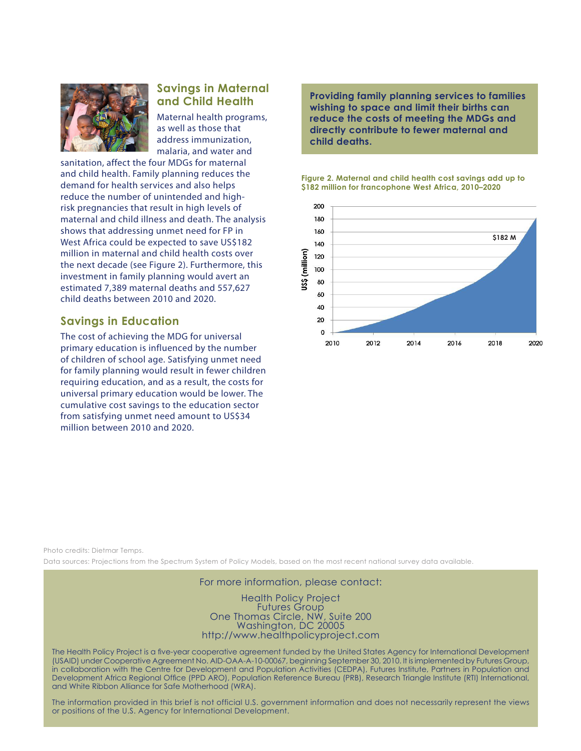## Savings in Maternal and Child Health

Maternal health programs, as well as those that address immunization, malaria, and water and sanitation, affect the four MDGs for maternal and child health. Family planning reduces the demand for health services and also helps reduce the number of unintended and high-risk pregnancies that result in high levels of maternal and child illness and death. The analysis shows that addressing unmet need for FP in West Africa could be expected to save US$182 million in maternal and child health costs over the next decade (see Figure 2). Furthermore, this investment in family planning would avert an estimated 7,389 maternal deaths and 557,627 child deaths between 2010 and 2020.

## Savings in Education

The cost of achieving the MDG for universal primary education is influenced by the number of children of school age. Satisfying unmet need for family planning would result in fewer children requiring education, and as a result, the costs for universal primary education would be lower. The cumulative cost savings to the education sector from satisfying unmet need amount to US$34 million between 2010 and 2020.

**Providing family planning services to families wishing to space and limit their births can reduce the costs of meeting the MDGs and directly contribute to fewer maternal and child deaths.**

**Figure 2. Maternal and child health cost savings add up to $182 million for francophone West Africa, 2010–2020**

US$ (million)
0
20
40
60
80
100
120
140
160
180
200
$182 M
2010
2012
2014
2016
2018
2020

Photo credits: Dietmar Temps.

Data sources: Projections from the Spectrum System of Policy Models, based on the most recent national survey data available.

For more information, please contact:

Health Policy Project
Futures Group
One Thomas Circle, NW, Suite 200
Washington, DC 20005
http://www.healthpolicyproject.com

The Health Policy Project is a five-year cooperative agreement funded by the United States Agency for International Development (USAID) under Cooperative Agreement No. AID-OAA-A-10-00067, beginning September 30, 2010. It is implemented by Futures Group, in collaboration with the Centre for Development and Population Activities (CEDPA), Futures Institute, Partners in Population and Development Africa Regional Office (PPD ARO), Population Reference Bureau (PRB), Research Triangle Institute (RTI) International, and White Ribbon Alliance for Safe Motherhood (WRA).

The information provided in this brief is not official U.S. government information and does not necessarily represent the views or positions of the U.S. Agency for International Development.